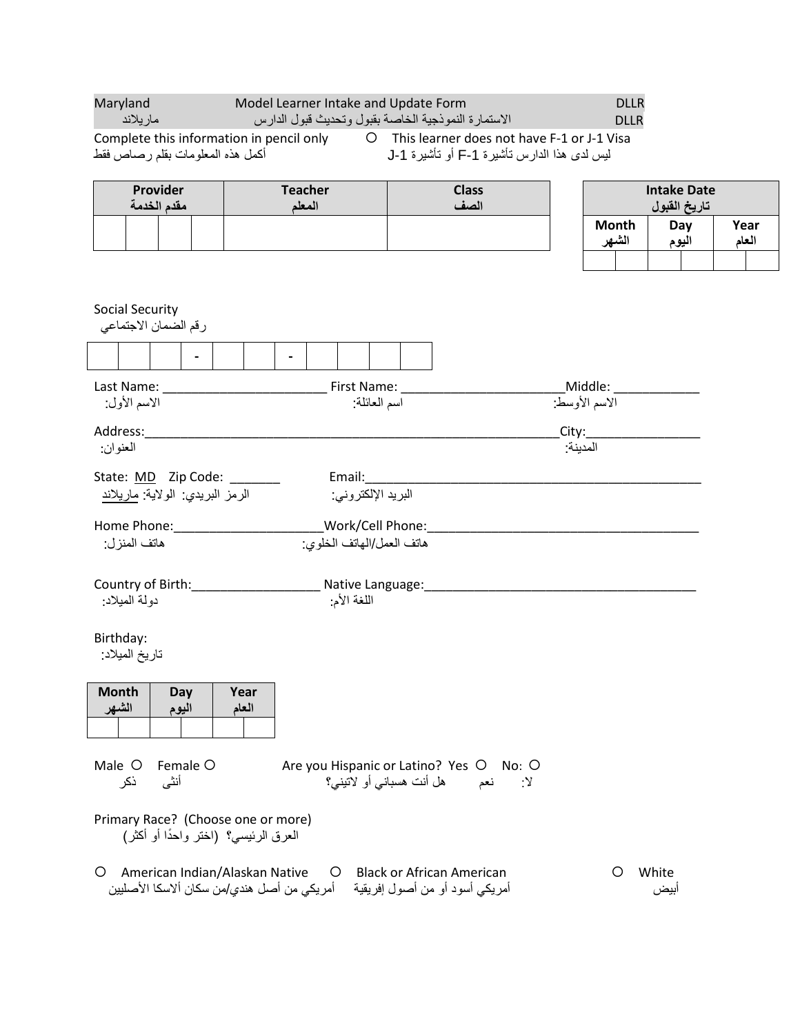| Maryland | Model Learner Intake and Update Form | DLLR |
|---|---|---|
| ماريلاند | الاستمارة النموذجية الخاصة بقبول وتحديث قبول الدارس | DLLR |

Complete this information in pencil only
أكمل هذه المعلومات بقلم رصاص فقط

○ This learner does not have F-1 or J-1 Visa
ليس لدى هذا الدارس تأشيرة F-1 أو تأشيرة J-1

| Provider مقدم الخدمة | | | | Teacher المعلم | Class الصف |
|---|---|---|---|---|---|
| | | | | | |

| Intake Date تاريخ القبول | | | | | |
|---|---|---|---|---|---|
| Month الشهر | | Day اليوم | | Year العام | |
| | | | | | |

Social Security
رقم الضمان الاجتماعي

| | | | - | | | - | | | | |
|---|---|---|---|---|---|---|---|---|---|---|
| | | | | | | | | | | |

Last Name: _______________________ First Name: _______________________ Middle: ____________
الاسم الأول: اسم العائلة: الاسم الأوسط:

Address:_____________________________________________________________City:________________
العنوان: المدينة:

State: MD Zip Code: _______ Email:_________________________________________________
الرمز البريدي: الولاية: ماريلاند البريد الإلكتروني:

Home Phone:_____________________Work/Cell Phone:________________________________________
هاتف المنزل: هاتف العمل/الهاتف الخلوي:

Country of Birth:__________________ Native Language:________________________________________
دولة الميلاد: اللغة الأم:

Birthday:
تاريخ الميلاد:

| Month الشهر | | Day اليوم | | Year العام | |
|---|---|---|---|---|---|
| | | | | | |

Male ○ Female ○
ذكر أنثى

Are you Hispanic or Latino? Yes ○ No: ○
هل أنت هسباني أو لاتيني؟ نعم لا:

Primary Race? (Choose one or more)
العرق الرئيسي؟ (اختر واحدًا أو أكثر)

○ American Indian/Alaskan Native ○ Black or African American ○ White
أمريكي من أصل هندي/من سكان ألاسكا الأصليين أمريكي أسود أو من أصول إفريقية أبيض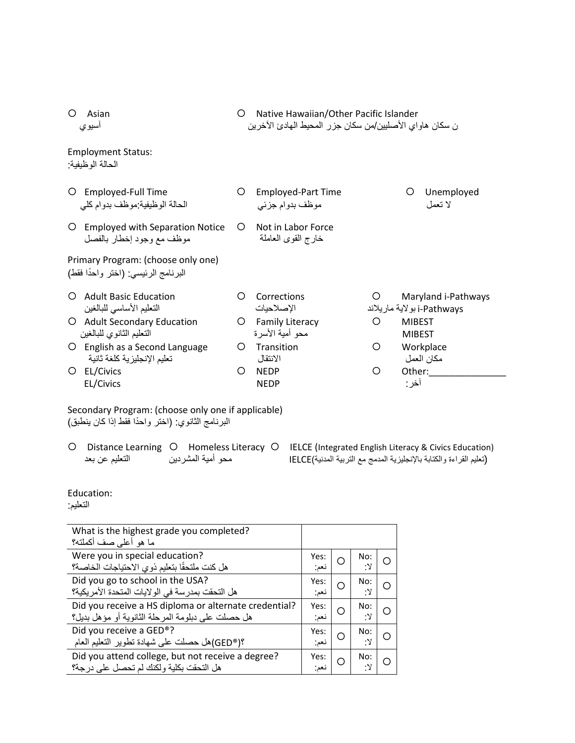○ Asian
آسيوي

○ Native Hawaiian/Other Pacific Islander
ن سكان هاواي الأصليين/من سكان جزر المحيط الهادئ الآخرين

Employment Status:
الحالة الوظيفية:

○ Employed-Full Time
الحالة الوظيفية:موظف بدوام كلي

○ Employed-Part Time
موظف بدوام جزئي

○ Unemployed
لا تعمل

○ Employed with Separation Notice
موظف مع وجود إخطار بالفصل

○ Not in Labor Force
خارج القوى العاملة

Primary Program: (choose only one)
البرنامج الرئيسي: (اختر واحدًا فقط)

○ Adult Basic Education
التعليم الأساسي للبالغين

○ Adult Secondary Education
التعليم الثانوي للبالغين

○ English as a Second Language
تعليم الإنجليزية كلغة ثانية

○ EL/Civics
EL/Civics

○ Corrections
الإصلاحيات

○ Family Literacy
محو أمية الأسرة

○ Transition
الانتقال

○ NEDP
NEDP

○ Maryland i-Pathways
i-Pathways بولاية ماريلاند

○ MIBEST
MIBEST

○ Workplace
مكان العمل

○ Other:_______________
آخر:

Secondary Program: (choose only one if applicable)
البرنامج الثانوي: (اختر واحدًا فقط إذا كان ينطبق)

○ Distance Learning
التعليم عن بعد

○ Homeless Literacy
محو أمية المشردين

○ IELCE (Integrated English Literacy & Civics Education)
IELCE(تعليم القراءة والكتابة بالإنجليزية المدمج مع التربية المدنية)

Education:
التعليم:

| | | | | |
|---|---|---|---|---|
| What is the highest grade you completed?<br>ما هو أعلى صف أكملته؟ | | | | |
| Were you in special education?<br>هل كنت ملتحقًا بتعليم ذوي الاحتياجات الخاصة؟ | Yes:<br>نعم: | ○ | No:<br>لا: | ○ |
| Did you go to school in the USA?<br>هل التحقت بمدرسة في الولايات المتحدة الأمريكية؟ | Yes:<br>نعم: | ○ | No:<br>لا: | ○ |
| Did you receive a HS diploma or alternate credential?<br>هل حصلت على دبلومة المرحلة الثانوية أو مؤهل بديل؟ | Yes:<br>نعم: | ○ | No:<br>لا: | ○ |
| Did you receive a GED®?<br>هل حصلت على شهادة تطوير التعليم العام (GED®)؟ | Yes:<br>نعم: | ○ | No:<br>لا: | ○ |
| Did you attend college, but not receive a degree?<br>هل التحقت بكلية ولكنك لم تحصل على درجة؟ | Yes:<br>نعم: | ○ | No:<br>لا: | ○ |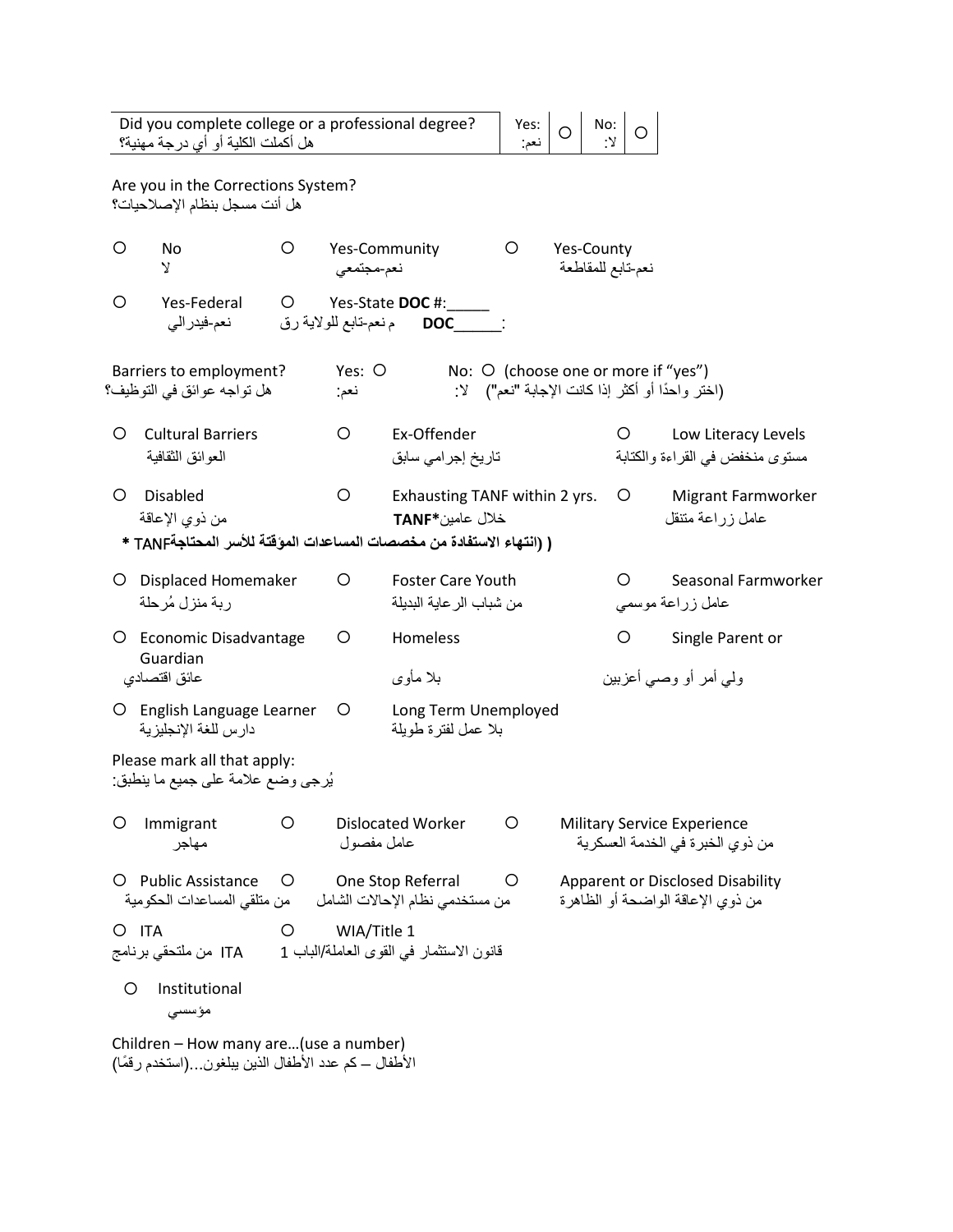| Did you complete college or a professional degree?<br>هل أكملت الكلية أو أي درجة مهنية؟ | Yes:<br>نعم: | ○ | No:<br>لا: | ○ |
|---|---|---|---|---|

Are you in the Corrections System?
هل أنت مسجل بنظام الإصلاحيات؟

○ No
لا

○ Yes-Community
نعم-مجتمعي

○ Yes-County
نعم-تابع للمقاطعة

○ Yes-Federal
نعم-فيدرالي

○ Yes-State **DOC** #:_____
نعم-تابع للولاية رقم **DOC**_____:

Barriers to employment? Yes: ○ No: ○ (choose one or more if "yes")
هل تواجه عوائق في التوظيف؟ نعم: لا: (اختر واحدًا أو أكثر إذا كانت الإجابة "نعم")

○ Cultural Barriers
العوائق الثقافية

○ Ex-Offender
تاريخ إجرامي سابق

○ Low Literacy Levels
مستوى منخفض في القراءة والكتابة

○ Disabled
من ذوي الإعاقة

○ Exhausting TANF within 2 yrs.
خلال عامين*TANF
**( (انتهاء الاستفادة من مخصصات المساعدات المؤقتة للأسر المحتاجة**TANF *

○ Migrant Farmworker
عامل زراعة متنقل

○ Displaced Homemaker
ربة منزل مُرحلة

○ Foster Care Youth
من شباب الرعاية البديلة

○ Seasonal Farmworker
عامل زراعة موسمي

○ Economic Disadvantage
عائق اقتصادي

○ Homeless
بلا مأوى

○ Single Parent or Guardian
ولي أمر أو وصي أعزبين

○ English Language Learner
دارس للغة الإنجليزية

○ Long Term Unemployed
بلا عمل لفترة طويلة

Please mark all that apply:
يُرجى وضع علامة على جميع ما ينطبق:

○ Immigrant
مهاجر

○ Dislocated Worker
عامل مفصول

○ Military Service Experience
من ذوي الخبرة في الخدمة العسكرية

○ Public Assistance
من متلقي المساعدات الحكومية

○ One Stop Referral
من مستخدمي نظام الإحالات الشامل

○ Apparent or Disclosed Disability
من ذوي الإعاقة الواضحة أو الظاهرة

○ ITA
من ملتحقي برنامج ITA

○ WIA/Title 1
قانون الاستثمار في القوى العاملة/الباب 1

○ Institutional
مؤسسي

Children – How many are…(use a number)
الأطفال – كم عدد الأطفال الذين يبلغون...(استخدم رقمًا)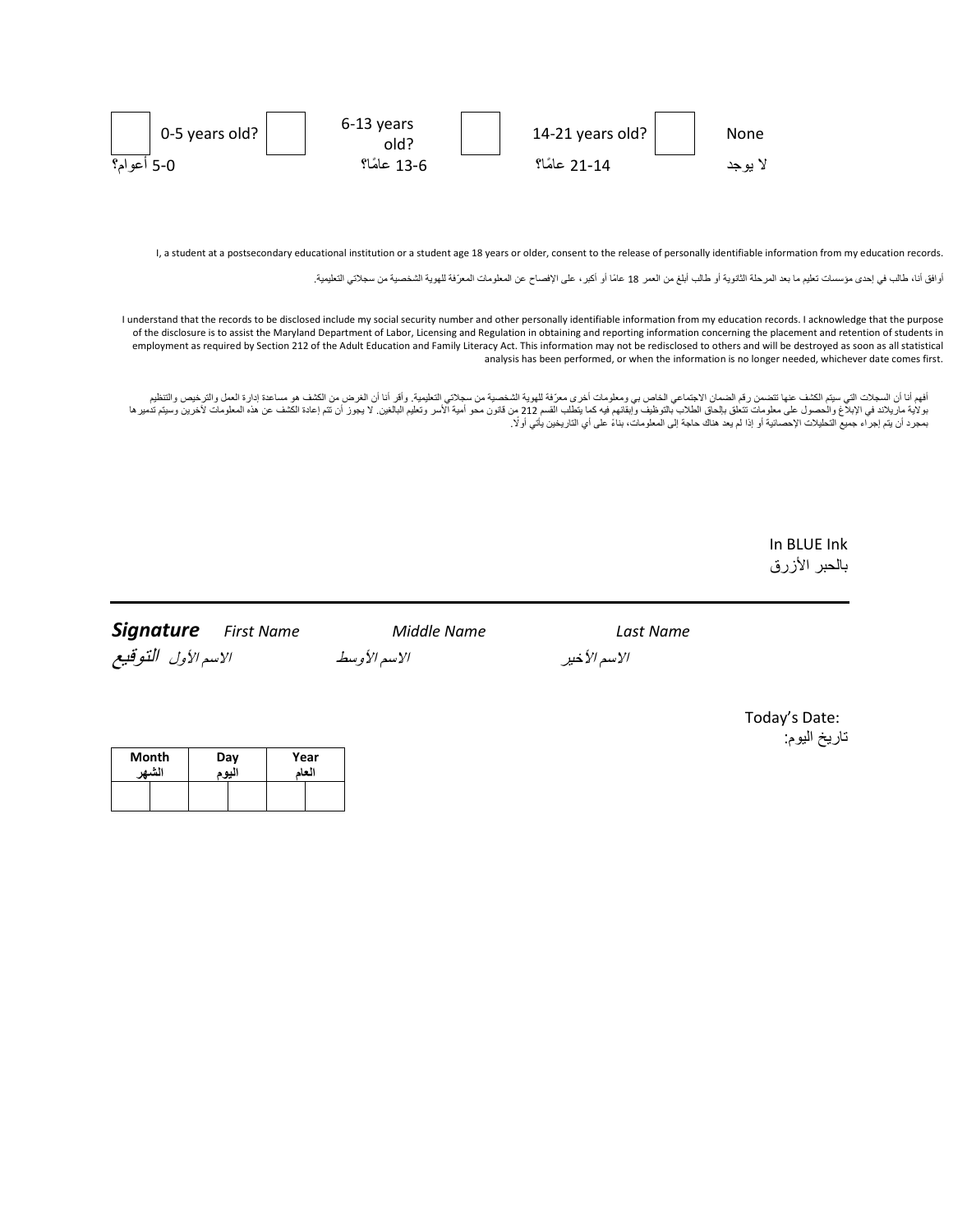☐ 0-5 years old? ☐ 6-13 years old? ☐ 14-21 years old? ☐ None

5-0 أعوام؟ 13-6 عامًا؟ 21-14 عامًا؟ لا يوجد

I, a student at a postsecondary educational institution or a student age 18 years or older, consent to the release of personally identifiable information from my education records.

أوافق أنا، طالب في إحدى مؤسسات تعليم ما بعد المرحلة الثانوية أو طالب أبلغ من العمر 18 عامًا أو أكبر، على الإفصاح عن المعلومات المعرِّفة للهوية الشخصية من سجلاتي التعليمية.

I understand that the records to be disclosed include my social security number and other personally identifiable information from my education records. I acknowledge that the purpose of the disclosure is to assist the Maryland Department of Labor, Licensing and Regulation in obtaining and reporting information concerning the placement and retention of students in employment as required by Section 212 of the Adult Education and Family Literacy Act. This information may not be redisclosed to others and will be destroyed as soon as all statistical analysis has been performed, or when the information is no longer needed, whichever date comes first.

أفهم أنا أن السجلات التي سيتم الكشف عنها تتضمن رقم الضمان الاجتماعي الخاص بي ومعلومات أخرى معرِّفة للهوية الشخصية من سجلاتي التعليمية. وأقر أنا أن الغرض من الكشف هو مساعدة إدارة العمل والترخيص والتنظيم بولاية ماريلاند في الإبلاغ والحصول على معلومات تتعلق بإلحاق الطلاب بالتوظيف وإبقائهم فيه كما يتطلب القسم 212 من قانون محو أمية الأسر وتعليم البالغين. لا يجوز أن تتم إعادة الكشف عن هذه المعلومات لآخرين وسيتم تدميرها بمجرد أن يتم إجراء جميع التحليلات الإحصائية أو إذا لم يعد هناك حاجة إلى المعلومات، بناءً على أي التاريخين يأتي أولاً.

In BLUE Ink
بالحبر الأزرق

___

***Signature*** *First Name* *Middle Name* *Last Name*

***التوقيع*** *الاسم الأول* *الاسم الأوسط* *الاسم الأخير*

Today's Date:
تاريخ اليوم:

| Month الشهر | | Day اليوم | | Year العام | |
|---|---|---|---|---|---|
| | | | | | |